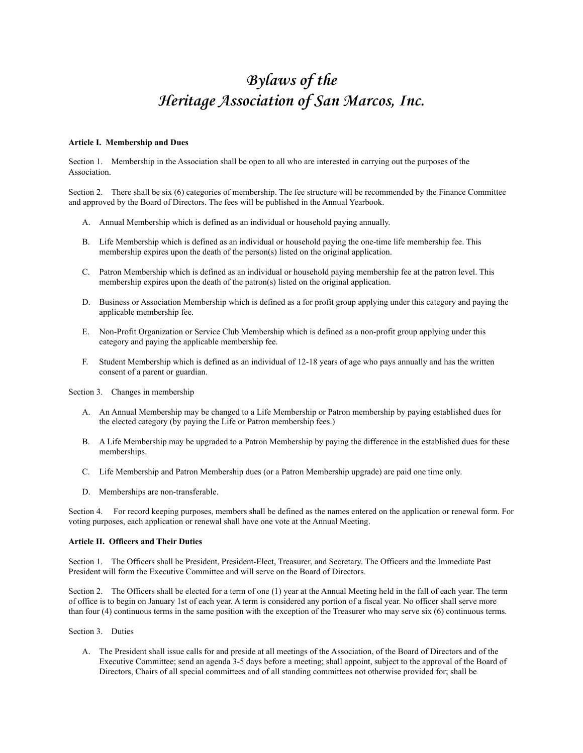# *Bylaws of the Heritage Association of San Marcos, Inc.*

**Article I. Membership and Dues**

Section 1. Membership in the Association shall be open to all who are interested in carrying out the purposes of the Association.

Section 2. There shall be six (6) categories of membership. The fee structure will be recommended by the Finance Committee and approved by the Board of Directors. The fees will be published in the Annual Yearbook.

A. Annual Membership which is defined as an individual or household paying annually.

B. Life Membership which is defined as an individual or household paying the one-time life membership fee. This membership expires upon the death of the person(s) listed on the original application.

C. Patron Membership which is defined as an individual or household paying membership fee at the patron level. This membership expires upon the death of the patron(s) listed on the original application.

D. Business or Association Membership which is defined as a for profit group applying under this category and paying the applicable membership fee.

E. Non-Profit Organization or Service Club Membership which is defined as a non-profit group applying under this category and paying the applicable membership fee.

F. Student Membership which is defined as an individual of 12-18 years of age who pays annually and has the written consent of a parent or guardian.

Section 3. Changes in membership

A. An Annual Membership may be changed to a Life Membership or Patron membership by paying established dues for the elected category (by paying the Life or Patron membership fees.)

B. A Life Membership may be upgraded to a Patron Membership by paying the difference in the established dues for these memberships.

C. Life Membership and Patron Membership dues (or a Patron Membership upgrade) are paid one time only.

D. Memberships are non-transferable.

Section 4. For record keeping purposes, members shall be defined as the names entered on the application or renewal form. For voting purposes, each application or renewal shall have one vote at the Annual Meeting.

**Article II. Officers and Their Duties**

Section 1. The Officers shall be President, President-Elect, Treasurer, and Secretary. The Officers and the Immediate Past President will form the Executive Committee and will serve on the Board of Directors.

Section 2. The Officers shall be elected for a term of one (1) year at the Annual Meeting held in the fall of each year. The term of office is to begin on January 1st of each year. A term is considered any portion of a fiscal year. No officer shall serve more than four (4) continuous terms in the same position with the exception of the Treasurer who may serve six (6) continuous terms.

Section 3. Duties

A. The President shall issue calls for and preside at all meetings of the Association, of the Board of Directors and of the Executive Committee; send an agenda 3-5 days before a meeting; shall appoint, subject to the approval of the Board of Directors, Chairs of all special committees and of all standing committees not otherwise provided for; shall be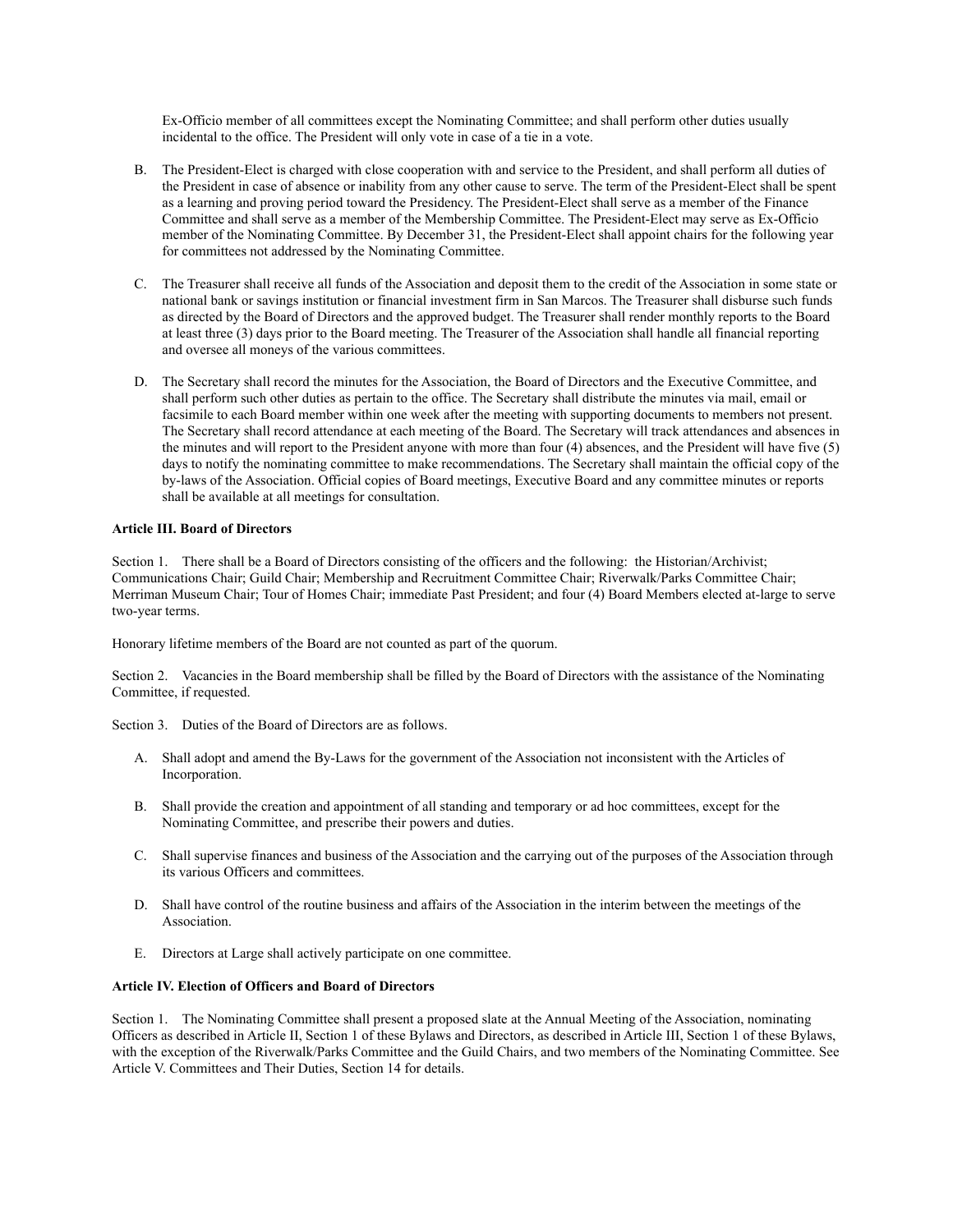Ex-Officio member of all committees except the Nominating Committee; and shall perform other duties usually incidental to the office. The President will only vote in case of a tie in a vote.

B. The President-Elect is charged with close cooperation with and service to the President, and shall perform all duties of the President in case of absence or inability from any other cause to serve. The term of the President-Elect shall be spent as a learning and proving period toward the Presidency. The President-Elect shall serve as a member of the Finance Committee and shall serve as a member of the Membership Committee. The President-Elect may serve as Ex-Officio member of the Nominating Committee. By December 31, the President-Elect shall appoint chairs for the following year for committees not addressed by the Nominating Committee.

C. The Treasurer shall receive all funds of the Association and deposit them to the credit of the Association in some state or national bank or savings institution or financial investment firm in San Marcos. The Treasurer shall disburse such funds as directed by the Board of Directors and the approved budget. The Treasurer shall render monthly reports to the Board at least three (3) days prior to the Board meeting. The Treasurer of the Association shall handle all financial reporting and oversee all moneys of the various committees.

D. The Secretary shall record the minutes for the Association, the Board of Directors and the Executive Committee, and shall perform such other duties as pertain to the office. The Secretary shall distribute the minutes via mail, email or facsimile to each Board member within one week after the meeting with supporting documents to members not present. The Secretary shall record attendance at each meeting of the Board. The Secretary will track attendances and absences in the minutes and will report to the President anyone with more than four (4) absences, and the President will have five (5) days to notify the nominating committee to make recommendations. The Secretary shall maintain the official copy of the by-laws of the Association. Official copies of Board meetings, Executive Board and any committee minutes or reports shall be available at all meetings for consultation.

**Article III. Board of Directors**

Section 1. There shall be a Board of Directors consisting of the officers and the following: the Historian/Archivist; Communications Chair; Guild Chair; Membership and Recruitment Committee Chair; Riverwalk/Parks Committee Chair; Merriman Museum Chair; Tour of Homes Chair; immediate Past President; and four (4) Board Members elected at-large to serve two-year terms.

Honorary lifetime members of the Board are not counted as part of the quorum.

Section 2. Vacancies in the Board membership shall be filled by the Board of Directors with the assistance of the Nominating Committee, if requested.

Section 3. Duties of the Board of Directors are as follows.

A. Shall adopt and amend the By-Laws for the government of the Association not inconsistent with the Articles of Incorporation.

B. Shall provide the creation and appointment of all standing and temporary or ad hoc committees, except for the Nominating Committee, and prescribe their powers and duties.

C. Shall supervise finances and business of the Association and the carrying out of the purposes of the Association through its various Officers and committees.

D. Shall have control of the routine business and affairs of the Association in the interim between the meetings of the Association.

E. Directors at Large shall actively participate on one committee.

**Article IV. Election of Officers and Board of Directors**

Section 1. The Nominating Committee shall present a proposed slate at the Annual Meeting of the Association, nominating Officers as described in Article II, Section 1 of these Bylaws and Directors, as described in Article III, Section 1 of these Bylaws, with the exception of the Riverwalk/Parks Committee and the Guild Chairs, and two members of the Nominating Committee. See Article V. Committees and Their Duties, Section 14 for details.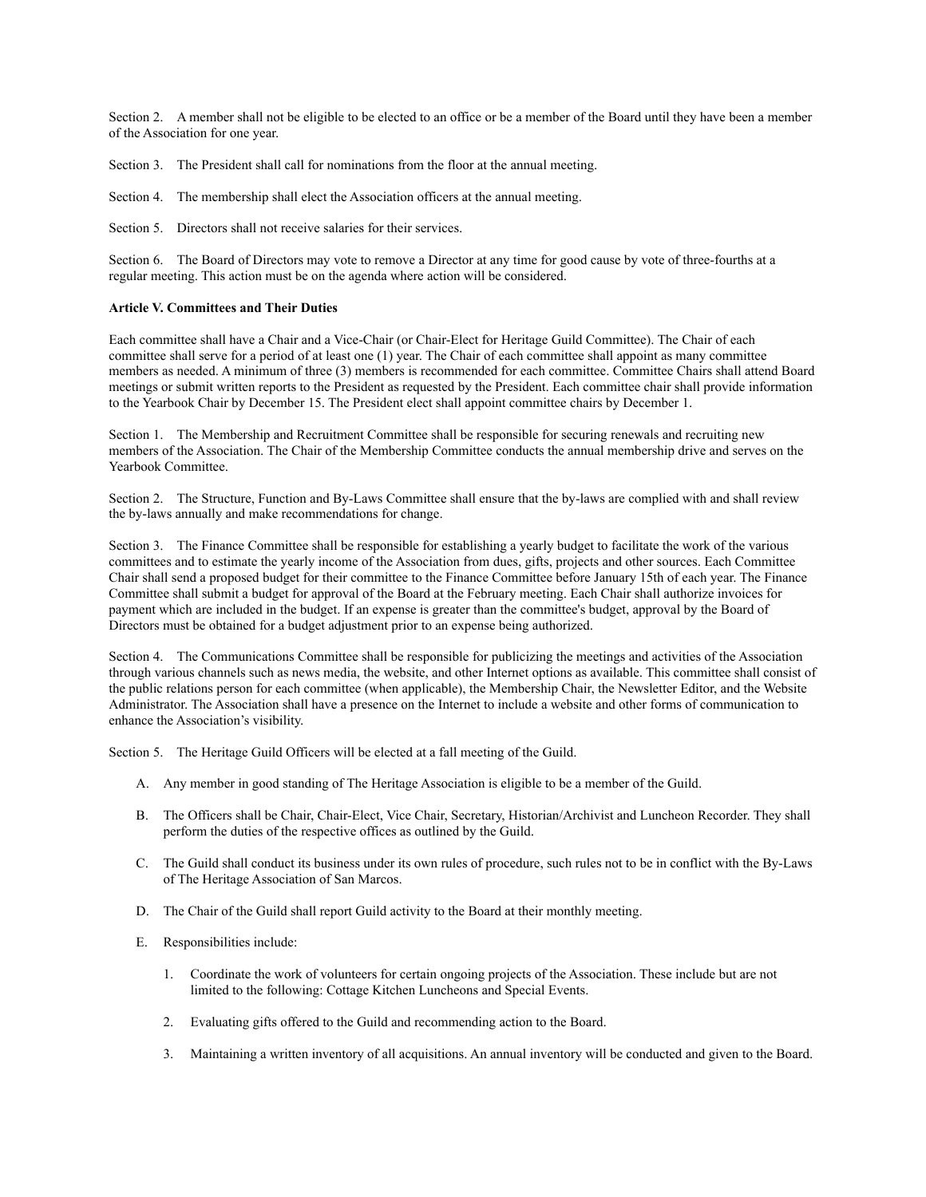Section 2. A member shall not be eligible to be elected to an office or be a member of the Board until they have been a member of the Association for one year.

Section 3. The President shall call for nominations from the floor at the annual meeting.

Section 4. The membership shall elect the Association officers at the annual meeting.

Section 5. Directors shall not receive salaries for their services.

Section 6. The Board of Directors may vote to remove a Director at any time for good cause by vote of three-fourths at a regular meeting. This action must be on the agenda where action will be considered.

**Article V. Committees and Their Duties**

Each committee shall have a Chair and a Vice-Chair (or Chair-Elect for Heritage Guild Committee). The Chair of each committee shall serve for a period of at least one (1) year. The Chair of each committee shall appoint as many committee members as needed. A minimum of three (3) members is recommended for each committee. Committee Chairs shall attend Board meetings or submit written reports to the President as requested by the President. Each committee chair shall provide information to the Yearbook Chair by December 15. The President elect shall appoint committee chairs by December 1.

Section 1. The Membership and Recruitment Committee shall be responsible for securing renewals and recruiting new members of the Association. The Chair of the Membership Committee conducts the annual membership drive and serves on the Yearbook Committee.

Section 2. The Structure, Function and By-Laws Committee shall ensure that the by-laws are complied with and shall review the by-laws annually and make recommendations for change.

Section 3. The Finance Committee shall be responsible for establishing a yearly budget to facilitate the work of the various committees and to estimate the yearly income of the Association from dues, gifts, projects and other sources. Each Committee Chair shall send a proposed budget for their committee to the Finance Committee before January 15th of each year. The Finance Committee shall submit a budget for approval of the Board at the February meeting. Each Chair shall authorize invoices for payment which are included in the budget. If an expense is greater than the committee's budget, approval by the Board of Directors must be obtained for a budget adjustment prior to an expense being authorized.

Section 4. The Communications Committee shall be responsible for publicizing the meetings and activities of the Association through various channels such as news media, the website, and other Internet options as available. This committee shall consist of the public relations person for each committee (when applicable), the Membership Chair, the Newsletter Editor, and the Website Administrator. The Association shall have a presence on the Internet to include a website and other forms of communication to enhance the Association's visibility.

Section 5. The Heritage Guild Officers will be elected at a fall meeting of the Guild.

A. Any member in good standing of The Heritage Association is eligible to be a member of the Guild.

B. The Officers shall be Chair, Chair-Elect, Vice Chair, Secretary, Historian/Archivist and Luncheon Recorder. They shall perform the duties of the respective offices as outlined by the Guild.

C. The Guild shall conduct its business under its own rules of procedure, such rules not to be in conflict with the By-Laws of The Heritage Association of San Marcos.

D. The Chair of the Guild shall report Guild activity to the Board at their monthly meeting.

E. Responsibilities include:

1. Coordinate the work of volunteers for certain ongoing projects of the Association. These include but are not limited to the following: Cottage Kitchen Luncheons and Special Events.

2. Evaluating gifts offered to the Guild and recommending action to the Board.

3. Maintaining a written inventory of all acquisitions. An annual inventory will be conducted and given to the Board.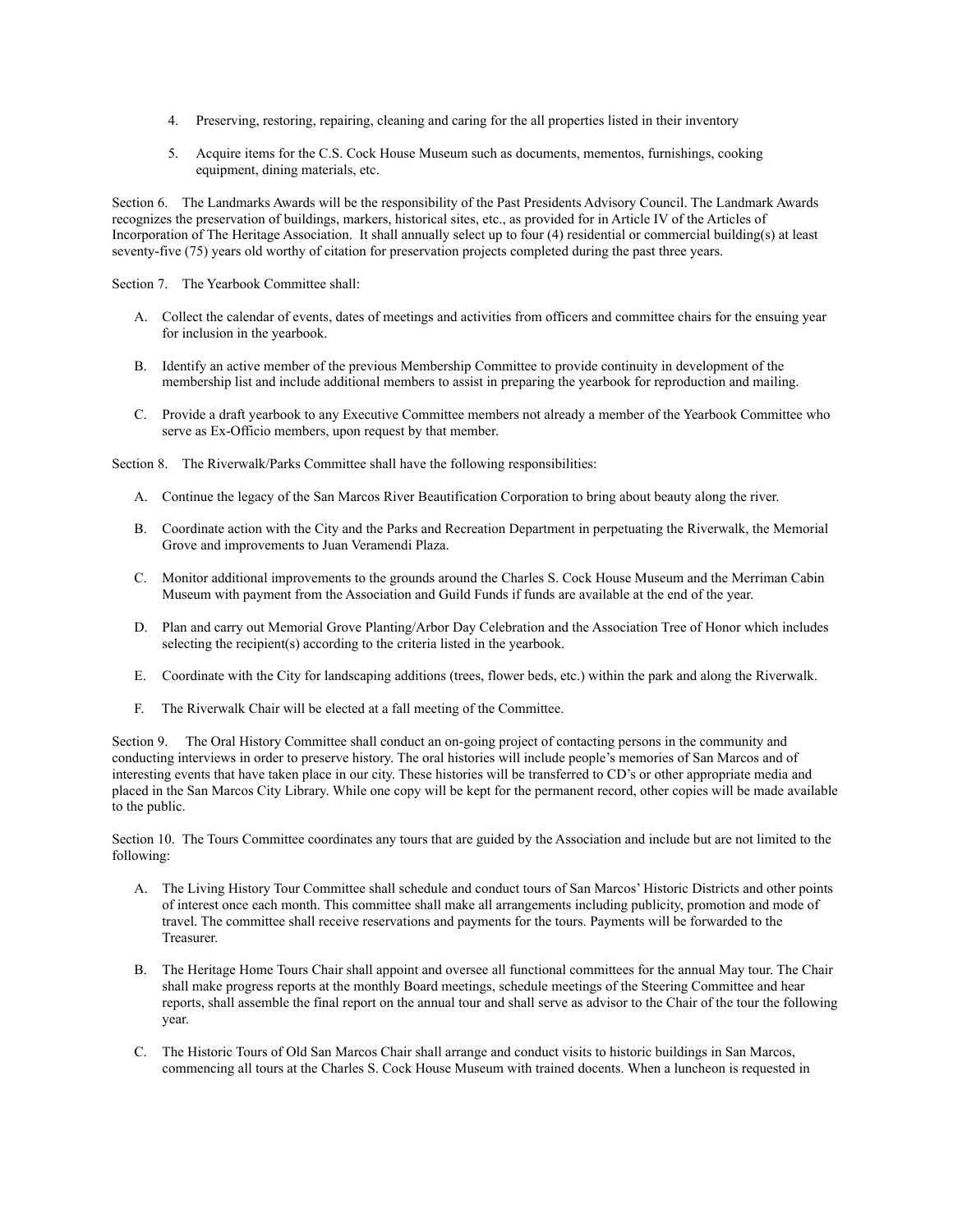4. Preserving, restoring, repairing, cleaning and caring for the all properties listed in their inventory

5. Acquire items for the C.S. Cock House Museum such as documents, mementos, furnishings, cooking equipment, dining materials, etc.

Section 6. The Landmarks Awards will be the responsibility of the Past Presidents Advisory Council. The Landmark Awards recognizes the preservation of buildings, markers, historical sites, etc., as provided for in Article IV of the Articles of Incorporation of The Heritage Association. It shall annually select up to four (4) residential or commercial building(s) at least seventy-five (75) years old worthy of citation for preservation projects completed during the past three years.

Section 7. The Yearbook Committee shall:

A. Collect the calendar of events, dates of meetings and activities from officers and committee chairs for the ensuing year for inclusion in the yearbook.

B. Identify an active member of the previous Membership Committee to provide continuity in development of the membership list and include additional members to assist in preparing the yearbook for reproduction and mailing.

C. Provide a draft yearbook to any Executive Committee members not already a member of the Yearbook Committee who serve as Ex-Officio members, upon request by that member.

Section 8. The Riverwalk/Parks Committee shall have the following responsibilities:

A. Continue the legacy of the San Marcos River Beautification Corporation to bring about beauty along the river.

B. Coordinate action with the City and the Parks and Recreation Department in perpetuating the Riverwalk, the Memorial Grove and improvements to Juan Veramendi Plaza.

C. Monitor additional improvements to the grounds around the Charles S. Cock House Museum and the Merriman Cabin Museum with payment from the Association and Guild Funds if funds are available at the end of the year.

D. Plan and carry out Memorial Grove Planting/Arbor Day Celebration and the Association Tree of Honor which includes selecting the recipient(s) according to the criteria listed in the yearbook.

E. Coordinate with the City for landscaping additions (trees, flower beds, etc.) within the park and along the Riverwalk.

F. The Riverwalk Chair will be elected at a fall meeting of the Committee.

Section 9. The Oral History Committee shall conduct an on-going project of contacting persons in the community and conducting interviews in order to preserve history. The oral histories will include people's memories of San Marcos and of interesting events that have taken place in our city. These histories will be transferred to CD's or other appropriate media and placed in the San Marcos City Library. While one copy will be kept for the permanent record, other copies will be made available to the public.

Section 10. The Tours Committee coordinates any tours that are guided by the Association and include but are not limited to the following:

A. The Living History Tour Committee shall schedule and conduct tours of San Marcos' Historic Districts and other points of interest once each month. This committee shall make all arrangements including publicity, promotion and mode of travel. The committee shall receive reservations and payments for the tours. Payments will be forwarded to the Treasurer.

B. The Heritage Home Tours Chair shall appoint and oversee all functional committees for the annual May tour. The Chair shall make progress reports at the monthly Board meetings, schedule meetings of the Steering Committee and hear reports, shall assemble the final report on the annual tour and shall serve as advisor to the Chair of the tour the following year.

C. The Historic Tours of Old San Marcos Chair shall arrange and conduct visits to historic buildings in San Marcos, commencing all tours at the Charles S. Cock House Museum with trained docents. When a luncheon is requested in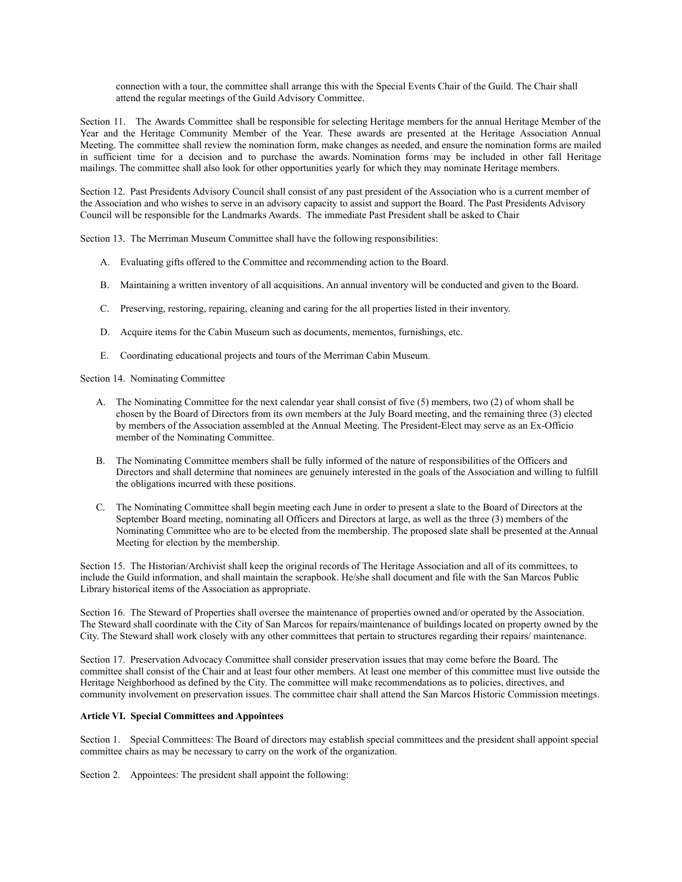connection with a tour, the committee shall arrange this with the Special Events Chair of the Guild. The Chair shall attend the regular meetings of the Guild Advisory Committee.

Section 11. The Awards Committee shall be responsible for selecting Heritage members for the annual Heritage Member of the Year and the Heritage Community Member of the Year. These awards are presented at the Heritage Association Annual Meeting. The committee shall review the nomination form, make changes as needed, and ensure the nomination forms are mailed in sufficient time for a decision and to purchase the awards. Nomination forms may be included in other fall Heritage mailings. The committee shall also look for other opportunities yearly for which they may nominate Heritage members.

Section 12. Past Presidents Advisory Council shall consist of any past president of the Association who is a current member of the Association and who wishes to serve in an advisory capacity to assist and support the Board. The Past Presidents Advisory Council will be responsible for the Landmarks Awards. The immediate Past President shall be asked to Chair

Section 13. The Merriman Museum Committee shall have the following responsibilities:

A. Evaluating gifts offered to the Committee and recommending action to the Board.

B. Maintaining a written inventory of all acquisitions. An annual inventory will be conducted and given to the Board.

C. Preserving, restoring, repairing, cleaning and caring for the all properties listed in their inventory.

D. Acquire items for the Cabin Museum such as documents, mementos, furnishings, etc.

E. Coordinating educational projects and tours of the Merriman Cabin Museum.

Section 14. Nominating Committee

A. The Nominating Committee for the next calendar year shall consist of five (5) members, two (2) of whom shall be chosen by the Board of Directors from its own members at the July Board meeting, and the remaining three (3) elected by members of the Association assembled at the Annual Meeting. The President-Elect may serve as an Ex-Officio member of the Nominating Committee.

B. The Nominating Committee members shall be fully informed of the nature of responsibilities of the Officers and Directors and shall determine that nominees are genuinely interested in the goals of the Association and willing to fulfill the obligations incurred with these positions.

C. The Nominating Committee shall begin meeting each June in order to present a slate to the Board of Directors at the September Board meeting, nominating all Officers and Directors at large, as well as the three (3) members of the Nominating Committee who are to be elected from the membership. The proposed slate shall be presented at the Annual Meeting for election by the membership.

Section 15. The Historian/Archivist shall keep the original records of The Heritage Association and all of its committees, to include the Guild information, and shall maintain the scrapbook. He/she shall document and file with the San Marcos Public Library historical items of the Association as appropriate.

Section 16. The Steward of Properties shall oversee the maintenance of properties owned and/or operated by the Association. The Steward shall coordinate with the City of San Marcos for repairs/maintenance of buildings located on property owned by the City. The Steward shall work closely with any other committees that pertain to structures regarding their repairs/ maintenance.

Section 17. Preservation Advocacy Committee shall consider preservation issues that may come before the Board. The committee shall consist of the Chair and at least four other members. At least one member of this committee must live outside the Heritage Neighborhood as defined by the City. The committee will make recommendations as to policies, directives, and community involvement on preservation issues. The committee chair shall attend the San Marcos Historic Commission meetings.

**Article VI. Special Committees and Appointees**

Section 1. Special Committees: The Board of directors may establish special committees and the president shall appoint special committee chairs as may be necessary to carry on the work of the organization.

Section 2. Appointees: The president shall appoint the following: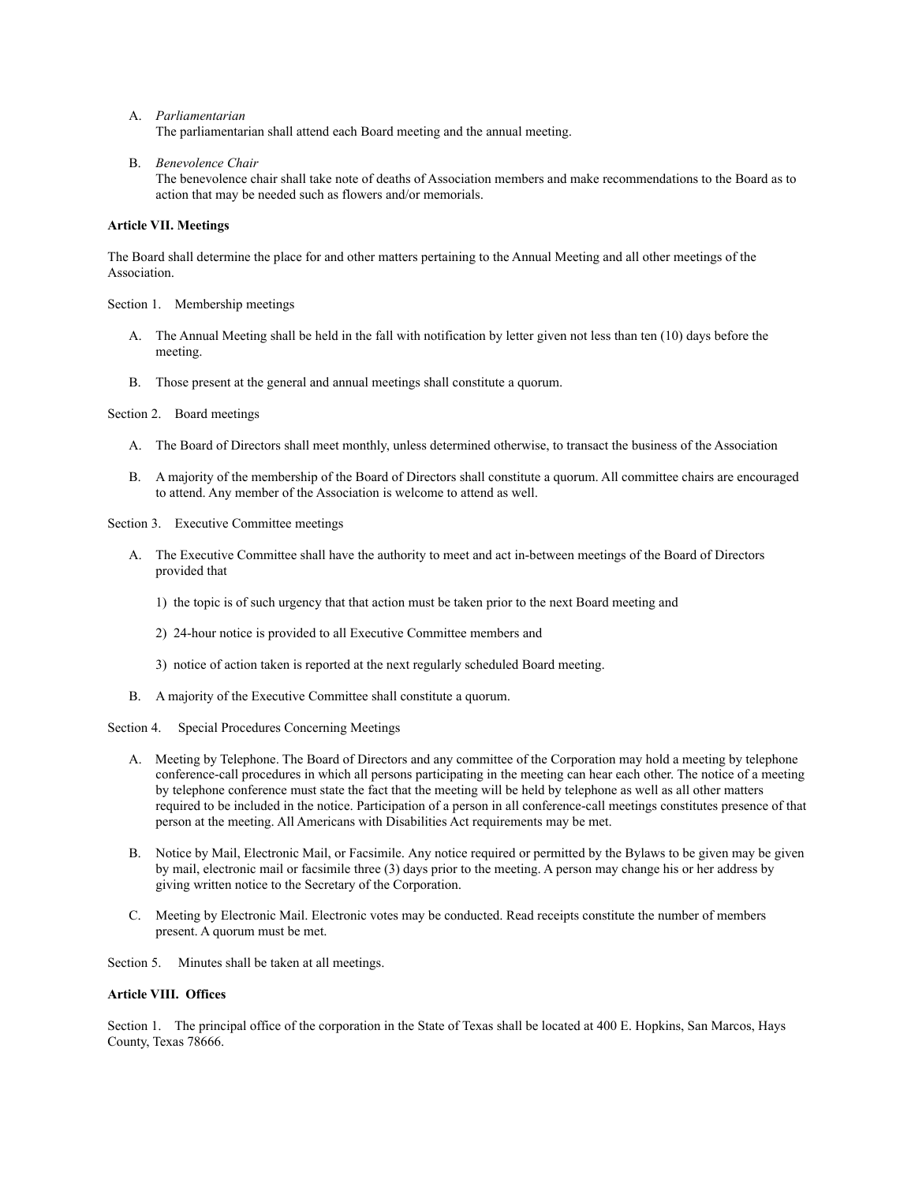A. *Parliamentarian*
   The parliamentarian shall attend each Board meeting and the annual meeting.

B. *Benevolence Chair*
   The benevolence chair shall take note of deaths of Association members and make recommendations to the Board as to action that may be needed such as flowers and/or memorials.

**Article VII. Meetings**

The Board shall determine the place for and other matters pertaining to the Annual Meeting and all other meetings of the Association.

Section 1. Membership meetings

A. The Annual Meeting shall be held in the fall with notification by letter given not less than ten (10) days before the meeting.

B. Those present at the general and annual meetings shall constitute a quorum.

Section 2. Board meetings

A. The Board of Directors shall meet monthly, unless determined otherwise, to transact the business of the Association

B. A majority of the membership of the Board of Directors shall constitute a quorum. All committee chairs are encouraged to attend. Any member of the Association is welcome to attend as well.

Section 3. Executive Committee meetings

A. The Executive Committee shall have the authority to meet and act in-between meetings of the Board of Directors provided that

   1) the topic is of such urgency that that action must be taken prior to the next Board meeting and

   2) 24-hour notice is provided to all Executive Committee members and

   3) notice of action taken is reported at the next regularly scheduled Board meeting.

B. A majority of the Executive Committee shall constitute a quorum.

Section 4. Special Procedures Concerning Meetings

A. Meeting by Telephone. The Board of Directors and any committee of the Corporation may hold a meeting by telephone conference-call procedures in which all persons participating in the meeting can hear each other. The notice of a meeting by telephone conference must state the fact that the meeting will be held by telephone as well as all other matters required to be included in the notice. Participation of a person in all conference-call meetings constitutes presence of that person at the meeting. All Americans with Disabilities Act requirements may be met.

B. Notice by Mail, Electronic Mail, or Facsimile. Any notice required or permitted by the Bylaws to be given may be given by mail, electronic mail or facsimile three (3) days prior to the meeting. A person may change his or her address by giving written notice to the Secretary of the Corporation.

C. Meeting by Electronic Mail. Electronic votes may be conducted. Read receipts constitute the number of members present. A quorum must be met.

Section 5. Minutes shall be taken at all meetings.

**Article VIII. Offices**

Section 1. The principal office of the corporation in the State of Texas shall be located at 400 E. Hopkins, San Marcos, Hays County, Texas 78666.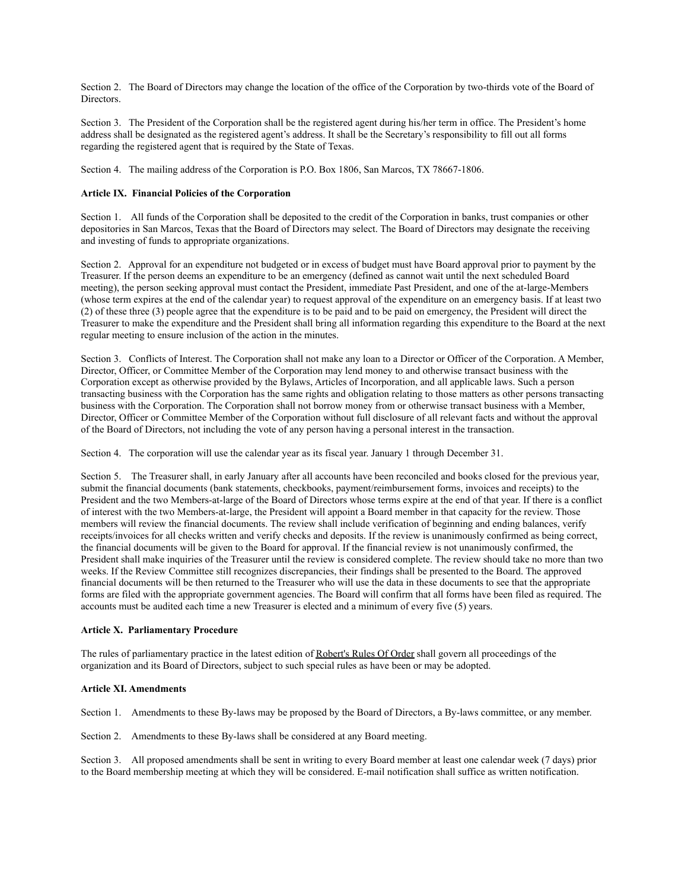Section 2. The Board of Directors may change the location of the office of the Corporation by two-thirds vote of the Board of Directors.

Section 3. The President of the Corporation shall be the registered agent during his/her term in office. The President's home address shall be designated as the registered agent's address. It shall be the Secretary's responsibility to fill out all forms regarding the registered agent that is required by the State of Texas.

Section 4. The mailing address of the Corporation is P.O. Box 1806, San Marcos, TX 78667-1806.

**Article IX. Financial Policies of the Corporation**

Section 1. All funds of the Corporation shall be deposited to the credit of the Corporation in banks, trust companies or other depositories in San Marcos, Texas that the Board of Directors may select. The Board of Directors may designate the receiving and investing of funds to appropriate organizations.

Section 2. Approval for an expenditure not budgeted or in excess of budget must have Board approval prior to payment by the Treasurer. If the person deems an expenditure to be an emergency (defined as cannot wait until the next scheduled Board meeting), the person seeking approval must contact the President, immediate Past President, and one of the at-large-Members (whose term expires at the end of the calendar year) to request approval of the expenditure on an emergency basis. If at least two (2) of these three (3) people agree that the expenditure is to be paid and to be paid on emergency, the President will direct the Treasurer to make the expenditure and the President shall bring all information regarding this expenditure to the Board at the next regular meeting to ensure inclusion of the action in the minutes.

Section 3. Conflicts of Interest. The Corporation shall not make any loan to a Director or Officer of the Corporation. A Member, Director, Officer, or Committee Member of the Corporation may lend money to and otherwise transact business with the Corporation except as otherwise provided by the Bylaws, Articles of Incorporation, and all applicable laws. Such a person transacting business with the Corporation has the same rights and obligation relating to those matters as other persons transacting business with the Corporation. The Corporation shall not borrow money from or otherwise transact business with a Member, Director, Officer or Committee Member of the Corporation without full disclosure of all relevant facts and without the approval of the Board of Directors, not including the vote of any person having a personal interest in the transaction.

Section 4. The corporation will use the calendar year as its fiscal year. January 1 through December 31.

Section 5. The Treasurer shall, in early January after all accounts have been reconciled and books closed for the previous year, submit the financial documents (bank statements, checkbooks, payment/reimbursement forms, invoices and receipts) to the President and the two Members-at-large of the Board of Directors whose terms expire at the end of that year. If there is a conflict of interest with the two Members-at-large, the President will appoint a Board member in that capacity for the review. Those members will review the financial documents. The review shall include verification of beginning and ending balances, verify receipts/invoices for all checks written and verify checks and deposits. If the review is unanimously confirmed as being correct, the financial documents will be given to the Board for approval. If the financial review is not unanimously confirmed, the President shall make inquiries of the Treasurer until the review is considered complete. The review should take no more than two weeks. If the Review Committee still recognizes discrepancies, their findings shall be presented to the Board. The approved financial documents will be then returned to the Treasurer who will use the data in these documents to see that the appropriate forms are filed with the appropriate government agencies. The Board will confirm that all forms have been filed as required. The accounts must be audited each time a new Treasurer is elected and a minimum of every five (5) years.

**Article X. Parliamentary Procedure**

The rules of parliamentary practice in the latest edition of Robert's Rules Of Order shall govern all proceedings of the organization and its Board of Directors, subject to such special rules as have been or may be adopted.

**Article XI. Amendments**

Section 1. Amendments to these By-laws may be proposed by the Board of Directors, a By-laws committee, or any member.

Section 2. Amendments to these By-laws shall be considered at any Board meeting.

Section 3. All proposed amendments shall be sent in writing to every Board member at least one calendar week (7 days) prior to the Board membership meeting at which they will be considered. E-mail notification shall suffice as written notification.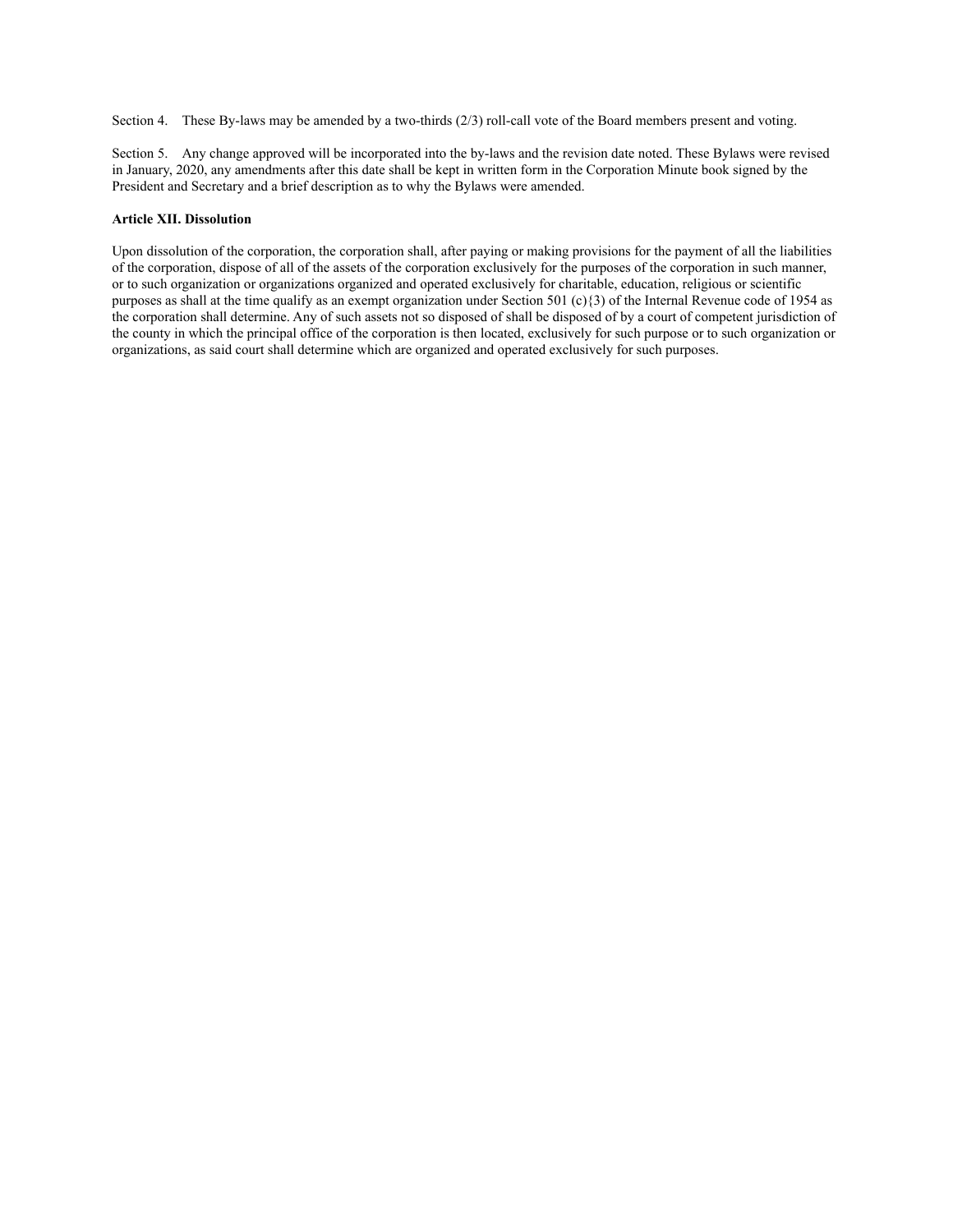Section 4. These By-laws may be amended by a two-thirds (2/3) roll-call vote of the Board members present and voting.

Section 5. Any change approved will be incorporated into the by-laws and the revision date noted. These Bylaws were revised in January, 2020, any amendments after this date shall be kept in written form in the Corporation Minute book signed by the President and Secretary and a brief description as to why the Bylaws were amended.

**Article XII. Dissolution**

Upon dissolution of the corporation, the corporation shall, after paying or making provisions for the payment of all the liabilities of the corporation, dispose of all of the assets of the corporation exclusively for the purposes of the corporation in such manner, or to such organization or organizations organized and operated exclusively for charitable, education, religious or scientific purposes as shall at the time qualify as an exempt organization under Section 501 (c){3) of the Internal Revenue code of 1954 as the corporation shall determine. Any of such assets not so disposed of shall be disposed of by a court of competent jurisdiction of the county in which the principal office of the corporation is then located, exclusively for such purpose or to such organization or organizations, as said court shall determine which are organized and operated exclusively for such purposes.